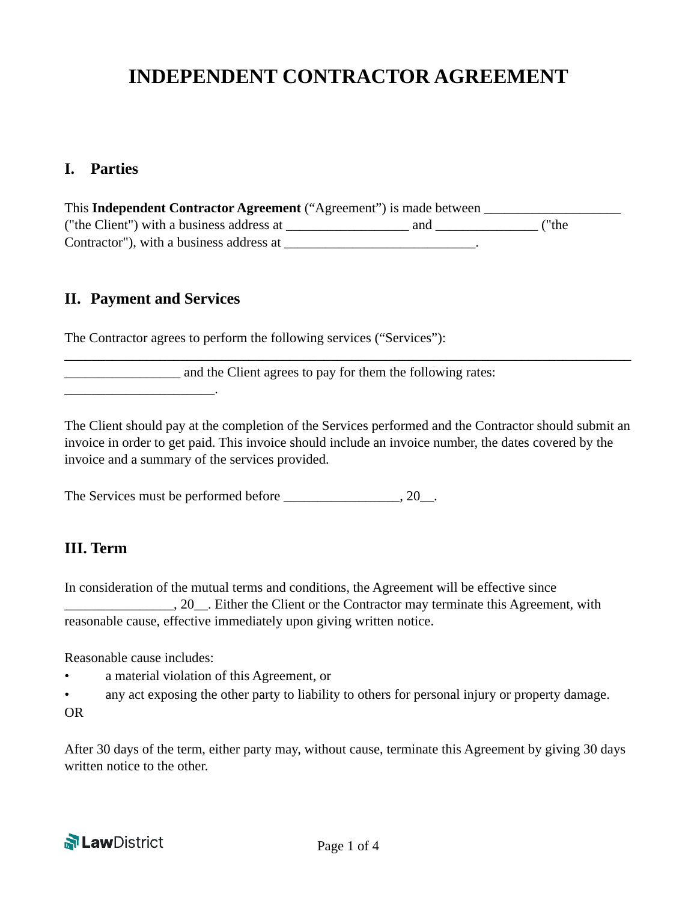# INDEPENDENT CONTRACTOR AGREEMENT

## I. Parties

This **Independent Contractor Agreement** (“Agreement”) is made between ____________________ ("the Client") with a business address at __________________ and _______________ ("the Contractor"), with a business address at ____________________________.

## II. Payment and Services

The Contractor agrees to perform the following services (“Services”): ___________________________________________________________________________________ _________________ and the Client agrees to pay for them the following rates: ______________________.

The Client should pay at the completion of the Services performed and the Contractor should submit an invoice in order to get paid. This invoice should include an invoice number, the dates covered by the invoice and a summary of the services provided.

The Services must be performed before _________________, 20__.

## III. Term

In consideration of the mutual terms and conditions, the Agreement will be effective since ________________, 20__. Either the Client or the Contractor may terminate this Agreement, with reasonable cause, effective immediately upon giving written notice.

Reasonable cause includes:

- a material violation of this Agreement, or
- any act exposing the other party to liability to others for personal injury or property damage.

OR

After 30 days of the term, either party may, without cause, terminate this Agreement by giving 30 days written notice to the other.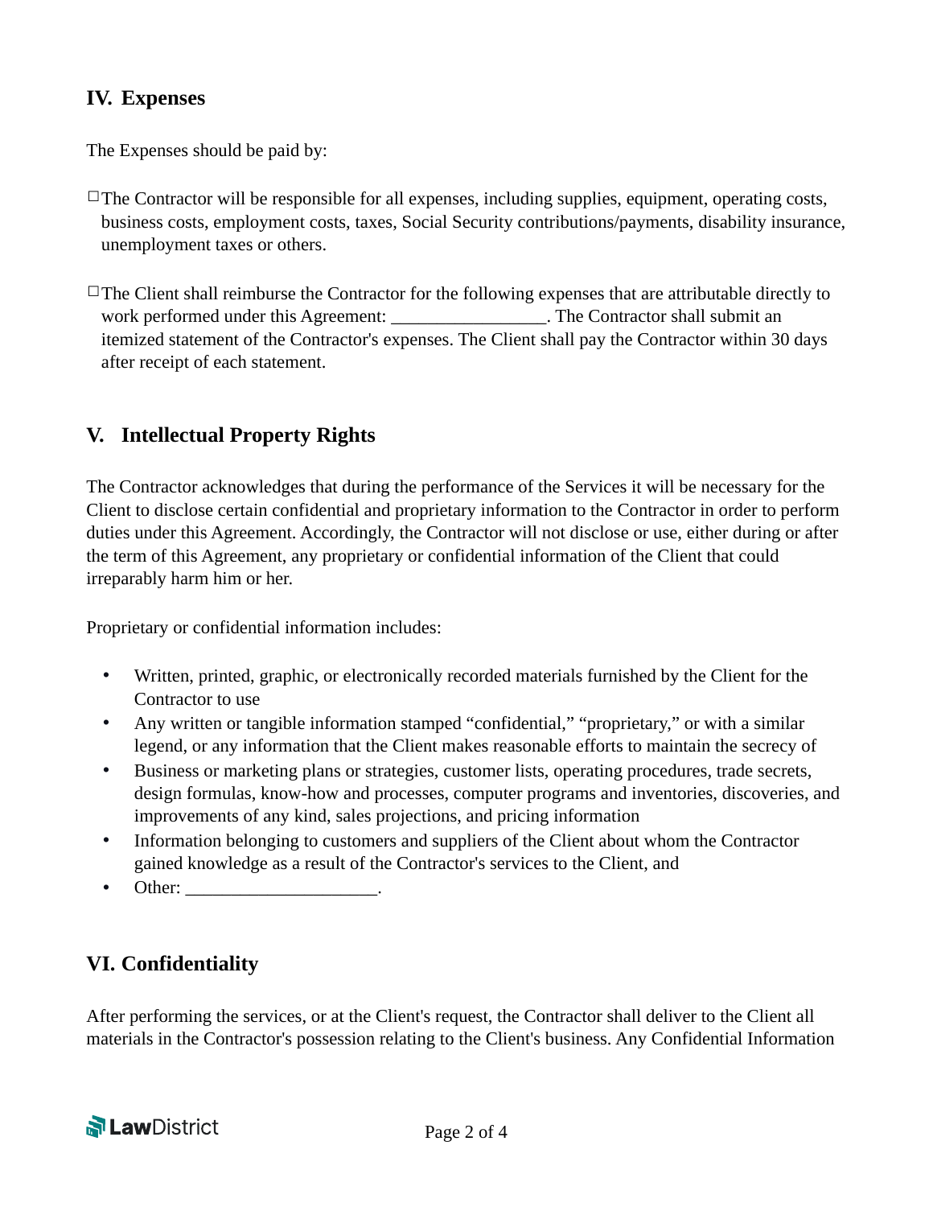## IV. Expenses

The Expenses should be paid by:

☐ The Contractor will be responsible for all expenses, including supplies, equipment, operating costs, business costs, employment costs, taxes, Social Security contributions/payments, disability insurance, unemployment taxes or others.

☐ The Client shall reimburse the Contractor for the following expenses that are attributable directly to work performed under this Agreement: _________________. The Contractor shall submit an itemized statement of the Contractor's expenses. The Client shall pay the Contractor within 30 days after receipt of each statement.

## V. Intellectual Property Rights

The Contractor acknowledges that during the performance of the Services it will be necessary for the Client to disclose certain confidential and proprietary information to the Contractor in order to perform duties under this Agreement. Accordingly, the Contractor will not disclose or use, either during or after the term of this Agreement, any proprietary or confidential information of the Client that could irreparably harm him or her.

Proprietary or confidential information includes:

- Written, printed, graphic, or electronically recorded materials furnished by the Client for the Contractor to use
- Any written or tangible information stamped "confidential," "proprietary," or with a similar legend, or any information that the Client makes reasonable efforts to maintain the secrecy of
- Business or marketing plans or strategies, customer lists, operating procedures, trade secrets, design formulas, know-how and processes, computer programs and inventories, discoveries, and improvements of any kind, sales projections, and pricing information
- Information belonging to customers and suppliers of the Client about whom the Contractor gained knowledge as a result of the Contractor's services to the Client, and
- Other: _____________________.

## VI. Confidentiality

After performing the services, or at the Client's request, the Contractor shall deliver to the Client all materials in the Contractor's possession relating to the Client's business. Any Confidential Information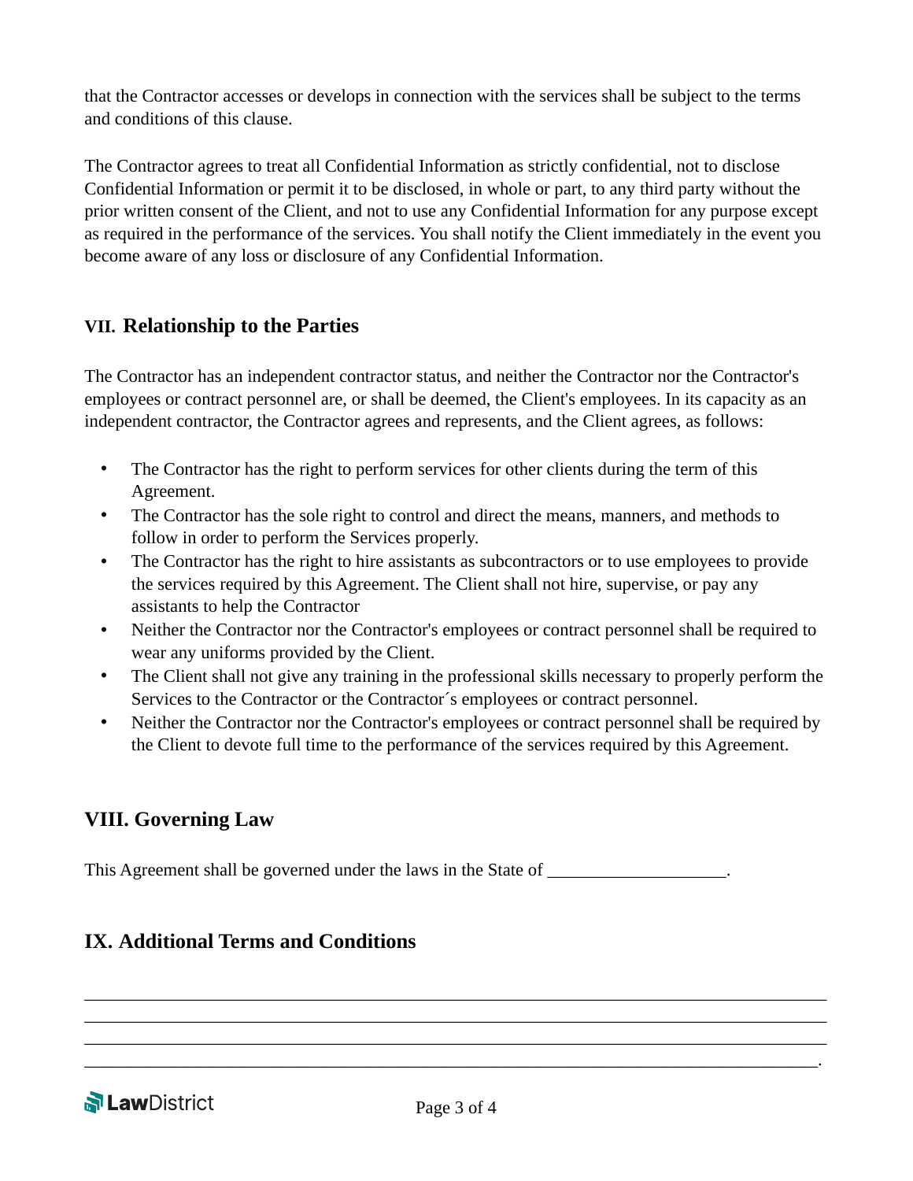that the Contractor accesses or develops in connection with the services shall be subject to the terms and conditions of this clause.

The Contractor agrees to treat all Confidential Information as strictly confidential, not to disclose Confidential Information or permit it to be disclosed, in whole or part, to any third party without the prior written consent of the Client, and not to use any Confidential Information for any purpose except as required in the performance of the services. You shall notify the Client immediately in the event you become aware of any loss or disclosure of any Confidential Information.

## VII. Relationship to the Parties

The Contractor has an independent contractor status, and neither the Contractor nor the Contractor's employees or contract personnel are, or shall be deemed, the Client's employees. In its capacity as an independent contractor, the Contractor agrees and represents, and the Client agrees, as follows:

- The Contractor has the right to perform services for other clients during the term of this Agreement.
- The Contractor has the sole right to control and direct the means, manners, and methods to follow in order to perform the Services properly.
- The Contractor has the right to hire assistants as subcontractors or to use employees to provide the services required by this Agreement. The Client shall not hire, supervise, or pay any assistants to help the Contractor
- Neither the Contractor nor the Contractor's employees or contract personnel shall be required to wear any uniforms provided by the Client.
- The Client shall not give any training in the professional skills necessary to properly perform the Services to the Contractor or the Contractor´s employees or contract personnel.
- Neither the Contractor nor the Contractor's employees or contract personnel shall be required by the Client to devote full time to the performance of the services required by this Agreement.

## VIII. Governing Law

This Agreement shall be governed under the laws in the State of ___________________.

## IX. Additional Terms and Conditions

_____________________________________________________________________________
_____________________________________________________________________________
_____________________________________________________________________________
____________________________________________________________________________.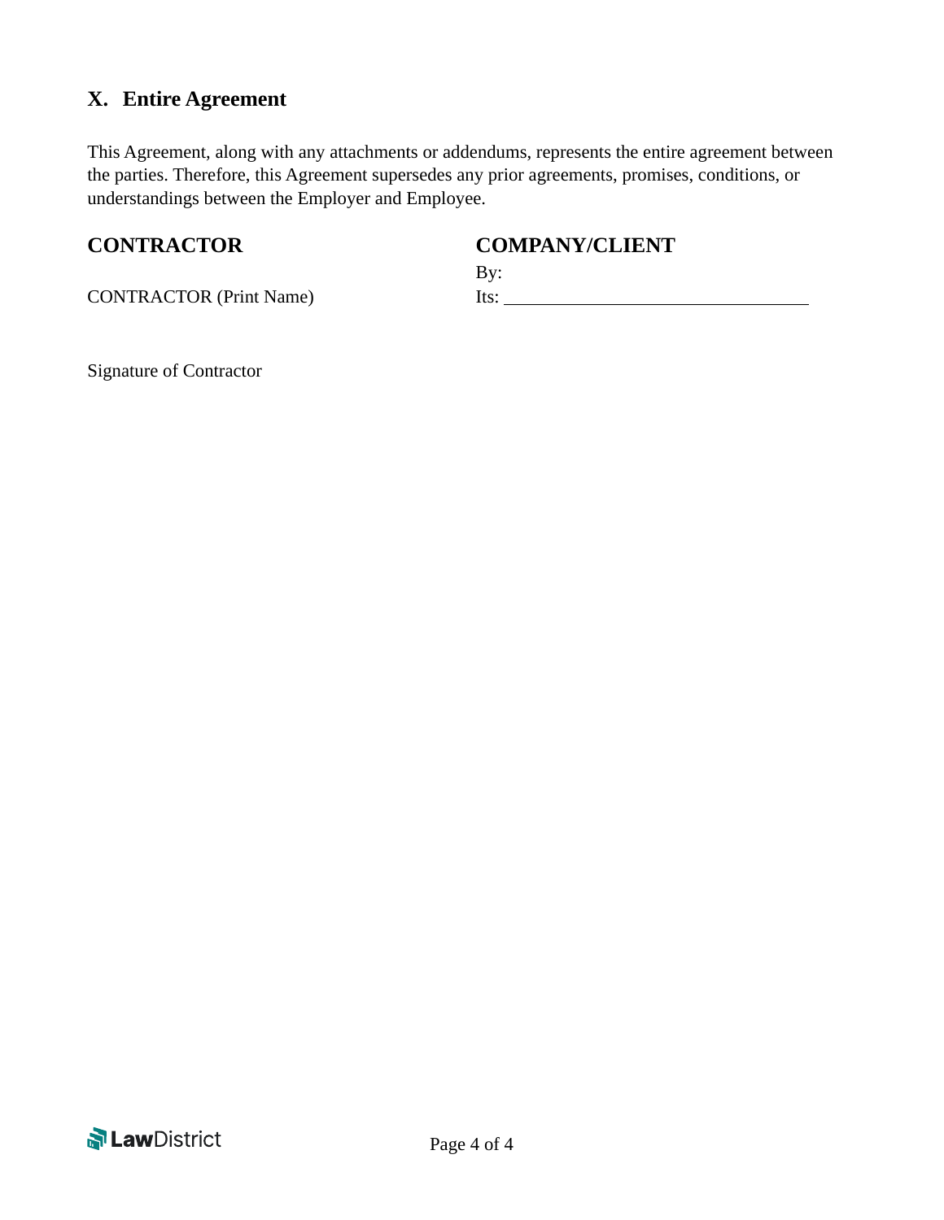## X. Entire Agreement

This Agreement, along with any attachments or addendums, represents the entire agreement between the parties. Therefore, this Agreement supersedes any prior agreements, promises, conditions, or understandings between the Employer and Employee.

**CONTRACTOR**

CONTRACTOR (Print Name)

Signature of Contractor

**COMPANY/CLIENT**

By:

Its: ______________________________